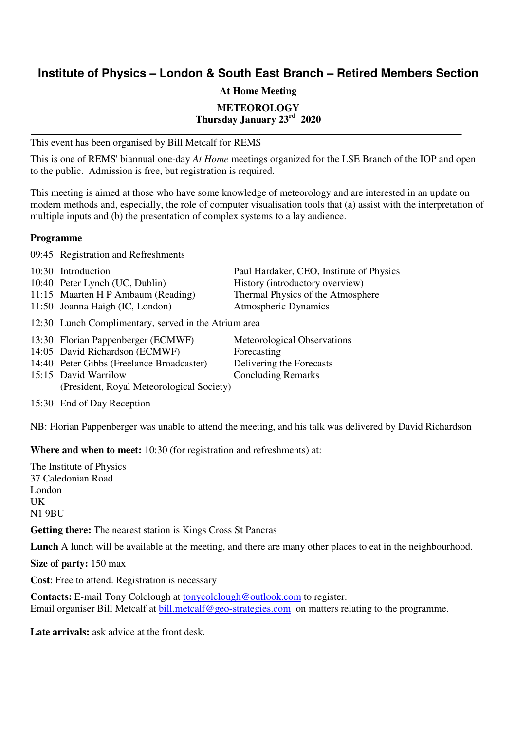# Institute of Physics – London & South East Branch – Retired Members Section

**At Home Meeting**

**METEOROLOGY**
**Thursday January 23rd 2020**

---

This event has been organised by Bill Metcalf for REMS

This is one of REMS' biannual one-day *At Home* meetings organized for the LSE Branch of the IOP and open to the public. Admission is free, but registration is required.

This meeting is aimed at those who have some knowledge of meteorology and are interested in an update on modern methods and, especially, the role of computer visualisation tools that (a) assist with the interpretation of multiple inputs and (b) the presentation of complex systems to a lay audience.

**Programme**

09:45 Registration and Refreshments

| | | |
|---|---|---|
| 10:30 | Introduction | Paul Hardaker, CEO, Institute of Physics |
| 10:40 | Peter Lynch (UC, Dublin) | History (introductory overview) |
| 11:15 | Maarten H P Ambaum (Reading) | Thermal Physics of the Atmosphere |
| 11:50 | Joanna Haigh (IC, London) | Atmospheric Dynamics |

12:30 Lunch Complimentary, served in the Atrium area

| | | |
|---|---|---|
| 13:30 | Florian Pappenberger (ECMWF) | Meteorological Observations |
| 14:05 | David Richardson (ECMWF) | Forecasting |
| 14:40 | Peter Gibbs (Freelance Broadcaster) | Delivering the Forecasts |
| 15:15 | David Warrilow (President, Royal Meteorological Society) | Concluding Remarks |

15:30 End of Day Reception

NB: Florian Pappenberger was unable to attend the meeting, and his talk was delivered by David Richardson

**Where and when to meet:** 10:30 (for registration and refreshments) at:

The Institute of Physics
37 Caledonian Road
London
UK
N1 9BU

**Getting there:** The nearest station is Kings Cross St Pancras

**Lunch** A lunch will be available at the meeting, and there are many other places to eat in the neighbourhood.

**Size of party:** 150 max

**Cost**: Free to attend. Registration is necessary

**Contacts:** E-mail Tony Colclough at tonycolclough@outlook.com to register.
Email organiser Bill Metcalf at bill.metcalf@geo-strategies.com on matters relating to the programme.

**Late arrivals:** ask advice at the front desk.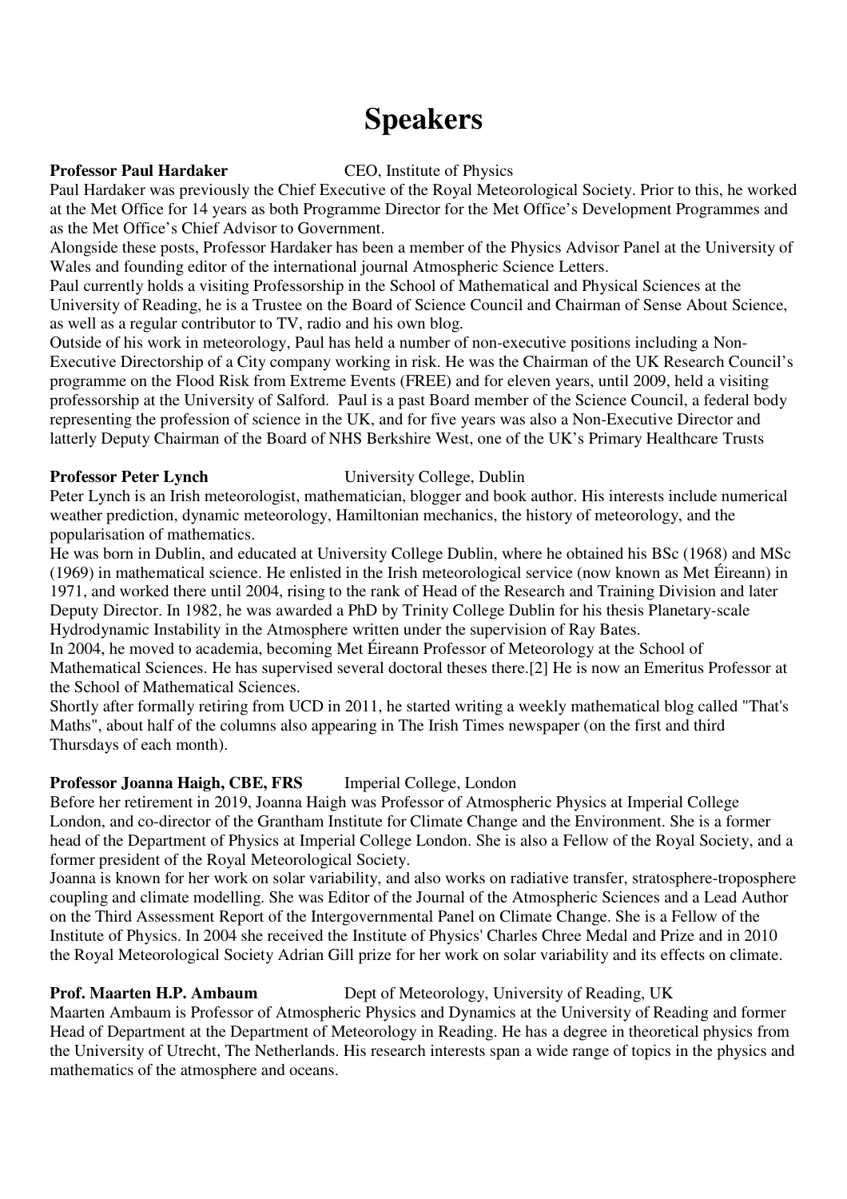# Speakers

**Professor Paul Hardaker** CEO, Institute of Physics

Paul Hardaker was previously the Chief Executive of the Royal Meteorological Society. Prior to this, he worked at the Met Office for 14 years as both Programme Director for the Met Office's Development Programmes and as the Met Office's Chief Advisor to Government.

Alongside these posts, Professor Hardaker has been a member of the Physics Advisor Panel at the University of Wales and founding editor of the international journal Atmospheric Science Letters.

Paul currently holds a visiting Professorship in the School of Mathematical and Physical Sciences at the University of Reading, he is a Trustee on the Board of Science Council and Chairman of Sense About Science, as well as a regular contributor to TV, radio and his own blog.

Outside of his work in meteorology, Paul has held a number of non-executive positions including a Non-Executive Directorship of a City company working in risk. He was the Chairman of the UK Research Council's programme on the Flood Risk from Extreme Events (FREE) and for eleven years, until 2009, held a visiting professorship at the University of Salford. Paul is a past Board member of the Science Council, a federal body representing the profession of science in the UK, and for five years was also a Non-Executive Director and latterly Deputy Chairman of the Board of NHS Berkshire West, one of the UK's Primary Healthcare Trusts

**Professor Peter Lynch** University College, Dublin

Peter Lynch is an Irish meteorologist, mathematician, blogger and book author. His interests include numerical weather prediction, dynamic meteorology, Hamiltonian mechanics, the history of meteorology, and the popularisation of mathematics.

He was born in Dublin, and educated at University College Dublin, where he obtained his BSc (1968) and MSc (1969) in mathematical science. He enlisted in the Irish meteorological service (now known as Met Éireann) in 1971, and worked there until 2004, rising to the rank of Head of the Research and Training Division and later Deputy Director. In 1982, he was awarded a PhD by Trinity College Dublin for his thesis Planetary-scale Hydrodynamic Instability in the Atmosphere written under the supervision of Ray Bates.

In 2004, he moved to academia, becoming Met Éireann Professor of Meteorology at the School of Mathematical Sciences. He has supervised several doctoral theses there.[2] He is now an Emeritus Professor at the School of Mathematical Sciences.

Shortly after formally retiring from UCD in 2011, he started writing a weekly mathematical blog called "That's Maths", about half of the columns also appearing in The Irish Times newspaper (on the first and third Thursdays of each month).

**Professor Joanna Haigh, CBE, FRS** Imperial College, London

Before her retirement in 2019, Joanna Haigh was Professor of Atmospheric Physics at Imperial College London, and co-director of the Grantham Institute for Climate Change and the Environment. She is a former head of the Department of Physics at Imperial College London. She is also a Fellow of the Royal Society, and a former president of the Royal Meteorological Society.

Joanna is known for her work on solar variability, and also works on radiative transfer, stratosphere-troposphere coupling and climate modelling. She was Editor of the Journal of the Atmospheric Sciences and a Lead Author on the Third Assessment Report of the Intergovernmental Panel on Climate Change. She is a Fellow of the Institute of Physics. In 2004 she received the Institute of Physics' Charles Chree Medal and Prize and in 2010 the Royal Meteorological Society Adrian Gill prize for her work on solar variability and its effects on climate.

**Prof. Maarten H.P. Ambaum** Dept of Meteorology, University of Reading, UK

Maarten Ambaum is Professor of Atmospheric Physics and Dynamics at the University of Reading and former Head of Department at the Department of Meteorology in Reading. He has a degree in theoretical physics from the University of Utrecht, The Netherlands. His research interests span a wide range of topics in the physics and mathematics of the atmosphere and oceans.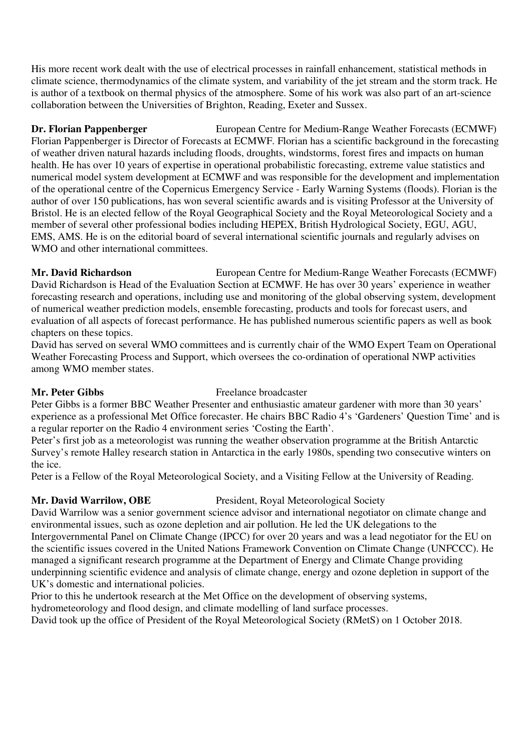His more recent work dealt with the use of electrical processes in rainfall enhancement, statistical methods in climate science, thermodynamics of the climate system, and variability of the jet stream and the storm track. He is author of a textbook on thermal physics of the atmosphere. Some of his work was also part of an art-science collaboration between the Universities of Brighton, Reading, Exeter and Sussex.

**Dr. Florian Pappenberger** European Centre for Medium-Range Weather Forecasts (ECMWF)
Florian Pappenberger is Director of Forecasts at ECMWF. Florian has a scientific background in the forecasting of weather driven natural hazards including floods, droughts, windstorms, forest fires and impacts on human health. He has over 10 years of expertise in operational probabilistic forecasting, extreme value statistics and numerical model system development at ECMWF and was responsible for the development and implementation of the operational centre of the Copernicus Emergency Service - Early Warning Systems (floods). Florian is the author of over 150 publications, has won several scientific awards and is visiting Professor at the University of Bristol. He is an elected fellow of the Royal Geographical Society and the Royal Meteorological Society and a member of several other professional bodies including HEPEX, British Hydrological Society, EGU, AGU, EMS, AMS. He is on the editorial board of several international scientific journals and regularly advises on WMO and other international committees.

**Mr. David Richardson** European Centre for Medium-Range Weather Forecasts (ECMWF)
David Richardson is Head of the Evaluation Section at ECMWF. He has over 30 years' experience in weather forecasting research and operations, including use and monitoring of the global observing system, development of numerical weather prediction models, ensemble forecasting, products and tools for forecast users, and evaluation of all aspects of forecast performance. He has published numerous scientific papers as well as book chapters on these topics.
David has served on several WMO committees and is currently chair of the WMO Expert Team on Operational Weather Forecasting Process and Support, which oversees the co-ordination of operational NWP activities among WMO member states.

**Mr. Peter Gibbs** Freelance broadcaster
Peter Gibbs is a former BBC Weather Presenter and enthusiastic amateur gardener with more than 30 years' experience as a professional Met Office forecaster. He chairs BBC Radio 4's 'Gardeners' Question Time' and is a regular reporter on the Radio 4 environment series 'Costing the Earth'.
Peter's first job as a meteorologist was running the weather observation programme at the British Antarctic Survey's remote Halley research station in Antarctica in the early 1980s, spending two consecutive winters on the ice.
Peter is a Fellow of the Royal Meteorological Society, and a Visiting Fellow at the University of Reading.

**Mr. David Warrilow, OBE** President, Royal Meteorological Society
David Warrilow was a senior government science advisor and international negotiator on climate change and environmental issues, such as ozone depletion and air pollution. He led the UK delegations to the Intergovernmental Panel on Climate Change (IPCC) for over 20 years and was a lead negotiator for the EU on the scientific issues covered in the United Nations Framework Convention on Climate Change (UNFCCC). He managed a significant research programme at the Department of Energy and Climate Change providing underpinning scientific evidence and analysis of climate change, energy and ozone depletion in support of the UK's domestic and international policies.
Prior to this he undertook research at the Met Office on the development of observing systems, hydrometeorology and flood design, and climate modelling of land surface processes.
David took up the office of President of the Royal Meteorological Society (RMetS) on 1 October 2018.